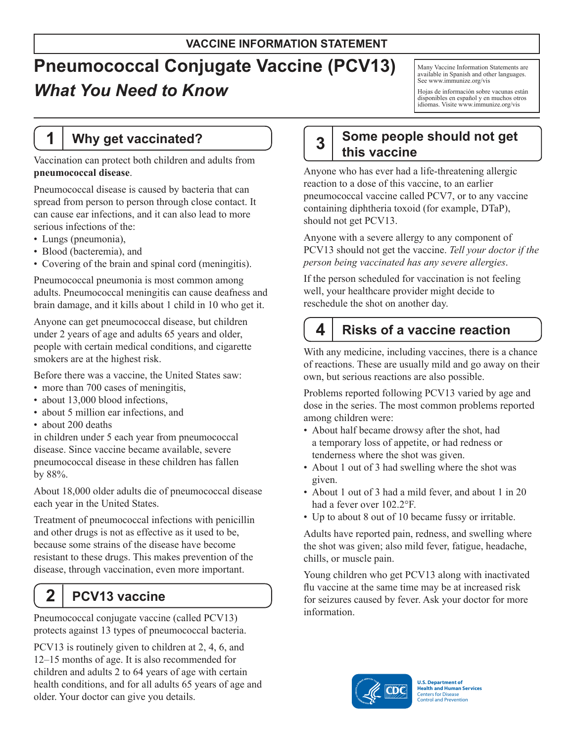**VACCINE INFORMATION STATEMENT**

# Pneumococcal Conjugate Vaccine (PCV13)

## *What You Need to Know*

Many Vaccine Information Statements are available in Spanish and other languages. See www.immunize.org/vis

Hojas de información sobre vacunas están disponibles en español y en muchos otros idiomas. Visite www.immunize.org/vis

## 1 Why get vaccinated?

Vaccination can protect both children and adults from **pneumococcal disease**.

Pneumococcal disease is caused by bacteria that can spread from person to person through close contact. It can cause ear infections, and it can also lead to more serious infections of the:

- Lungs (pneumonia),
- Blood (bacteremia), and
- Covering of the brain and spinal cord (meningitis).

Pneumococcal pneumonia is most common among adults. Pneumococcal meningitis can cause deafness and brain damage, and it kills about 1 child in 10 who get it.

Anyone can get pneumococcal disease, but children under 2 years of age and adults 65 years and older, people with certain medical conditions, and cigarette smokers are at the highest risk.

Before there was a vaccine, the United States saw:

- more than 700 cases of meningitis,
- about 13,000 blood infections,
- about 5 million ear infections, and
- about 200 deaths

in children under 5 each year from pneumococcal disease. Since vaccine became available, severe pneumococcal disease in these children has fallen by 88%.

About 18,000 older adults die of pneumococcal disease each year in the United States.

Treatment of pneumococcal infections with penicillin and other drugs is not as effective as it used to be, because some strains of the disease have become resistant to these drugs. This makes prevention of the disease, through vaccination, even more important.

## 2 PCV13 vaccine

Pneumococcal conjugate vaccine (called PCV13) protects against 13 types of pneumococcal bacteria.

PCV13 is routinely given to children at 2, 4, 6, and 12–15 months of age. It is also recommended for children and adults 2 to 64 years of age with certain health conditions, and for all adults 65 years of age and older. Your doctor can give you details.

## 3 Some people should not get this vaccine

Anyone who has ever had a life-threatening allergic reaction to a dose of this vaccine, to an earlier pneumococcal vaccine called PCV7, or to any vaccine containing diphtheria toxoid (for example, DTaP), should not get PCV13.

Anyone with a severe allergy to any component of PCV13 should not get the vaccine. *Tell your doctor if the person being vaccinated has any severe allergies*.

If the person scheduled for vaccination is not feeling well, your healthcare provider might decide to reschedule the shot on another day.

## 4 Risks of a vaccine reaction

With any medicine, including vaccines, there is a chance of reactions. These are usually mild and go away on their own, but serious reactions are also possible.

Problems reported following PCV13 varied by age and dose in the series. The most common problems reported among children were:

- About half became drowsy after the shot, had a temporary loss of appetite, or had redness or tenderness where the shot was given.
- About 1 out of 3 had swelling where the shot was given.
- About 1 out of 3 had a mild fever, and about 1 in 20 had a fever over 102.2°F.
- Up to about 8 out of 10 became fussy or irritable.

Adults have reported pain, redness, and swelling where the shot was given; also mild fever, fatigue, headache, chills, or muscle pain.

Young children who get PCV13 along with inactivated flu vaccine at the same time may be at increased risk for seizures caused by fever. Ask your doctor for more information.

U.S. Department of Health and Human Services
Centers for Disease Control and Prevention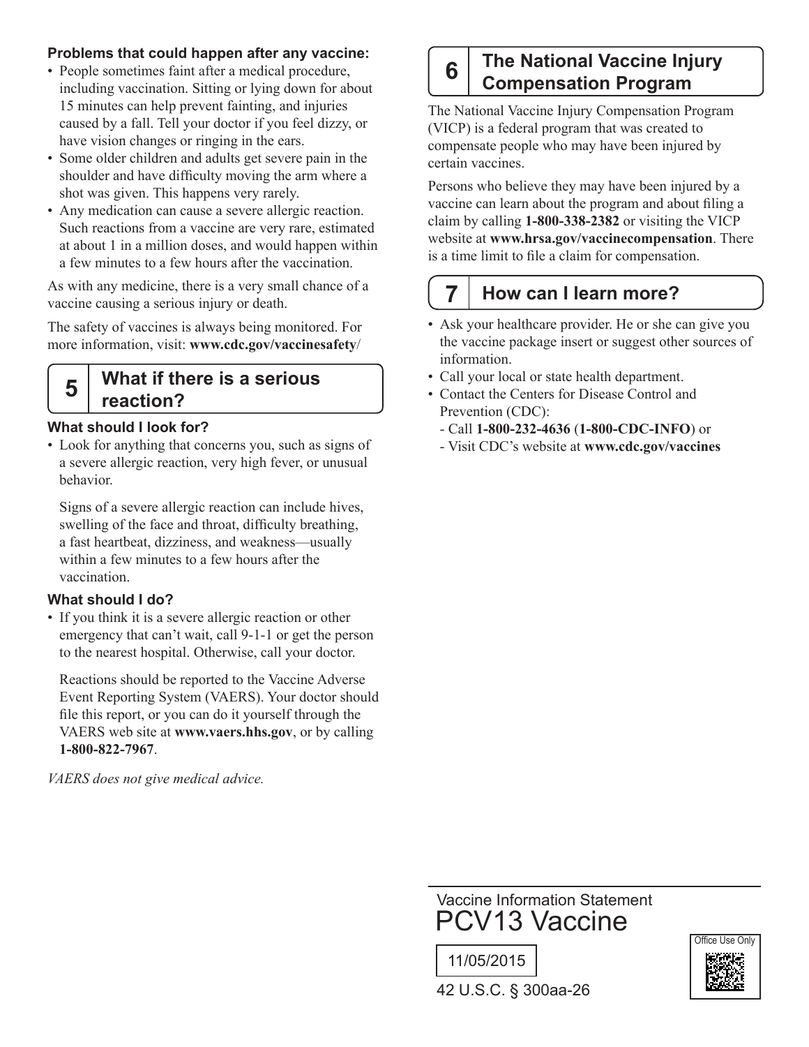**Problems that could happen after any vaccine:**

- People sometimes faint after a medical procedure, including vaccination. Sitting or lying down for about 15 minutes can help prevent fainting, and injuries caused by a fall. Tell your doctor if you feel dizzy, or have vision changes or ringing in the ears.
- Some older children and adults get severe pain in the shoulder and have difficulty moving the arm where a shot was given. This happens very rarely.
- Any medication can cause a severe allergic reaction. Such reactions from a vaccine are very rare, estimated at about 1 in a million doses, and would happen within a few minutes to a few hours after the vaccination.

As with any medicine, there is a very small chance of a vaccine causing a serious injury or death.

The safety of vaccines is always being monitored. For more information, visit: **www.cdc.gov/vaccinesafety**/

## 5 What if there is a serious reaction?

**What should I look for?**

- Look for anything that concerns you, such as signs of a severe allergic reaction, very high fever, or unusual behavior.

  Signs of a severe allergic reaction can include hives, swelling of the face and throat, difficulty breathing, a fast heartbeat, dizziness, and weakness—usually within a few minutes to a few hours after the vaccination.

**What should I do?**

- If you think it is a severe allergic reaction or other emergency that can't wait, call 9-1-1 or get the person to the nearest hospital. Otherwise, call your doctor.

  Reactions should be reported to the Vaccine Adverse Event Reporting System (VAERS). Your doctor should file this report, or you can do it yourself through the VAERS web site at **www.vaers.hhs.gov**, or by calling **1-800-822-7967**.

*VAERS does not give medical advice.*

## 6 The National Vaccine Injury Compensation Program

The National Vaccine Injury Compensation Program (VICP) is a federal program that was created to compensate people who may have been injured by certain vaccines.

Persons who believe they may have been injured by a vaccine can learn about the program and about filing a claim by calling **1-800-338-2382** or visiting the VICP website at **www.hrsa.gov/vaccinecompensation**. There is a time limit to file a claim for compensation.

## 7 How can I learn more?

- Ask your healthcare provider. He or she can give you the vaccine package insert or suggest other sources of information.
- Call your local or state health department.
- Contact the Centers for Disease Control and Prevention (CDC):
  - Call **1-800-232-4636** (**1-800-CDC-INFO**) or
  - Visit CDC's website at **www.cdc.gov/vaccines**

Vaccine Information Statement

PCV13 Vaccine

11/05/2015

42 U.S.C. § 300aa-26

Office Use Only